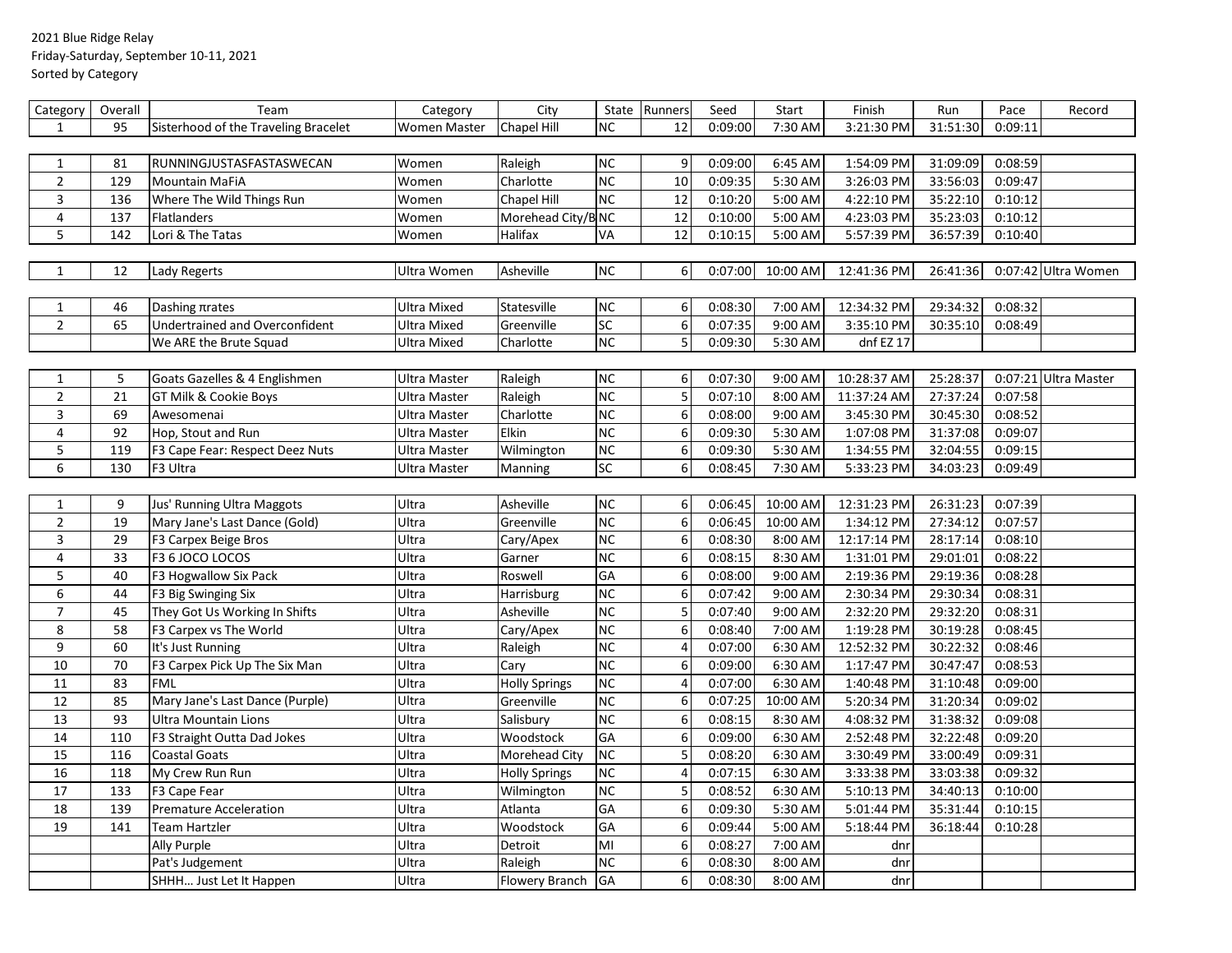2021 Blue Ridge Relay
Friday-Saturday, September 10-11, 2021
Sorted by Category

| Category | Overall | Team | Category | City | State | Runners | Seed | Start | Finish | Run | Pace | Record |
|---|---|---|---|---|---|---|---|---|---|---|---|---|
| 1 | 95 | Sisterhood of the Traveling Bracelet | Women Master | Chapel Hill | NC | 12 | 0:09:00 | 7:30 AM | 3:21:30 PM | 31:51:30 | 0:09:11 | |
| | | | | | | | | | | | | |
| 1 | 81 | RUNNINGJUSTASFASTASWECAN | Women | Raleigh | NC | 9 | 0:09:00 | 6:45 AM | 1:54:09 PM | 31:09:09 | 0:08:59 | |
| 2 | 129 | Mountain MaFiA | Women | Charlotte | NC | 10 | 0:09:35 | 5:30 AM | 3:26:03 PM | 33:56:03 | 0:09:47 | |
| 3 | 136 | Where The Wild Things Run | Women | Chapel Hill | NC | 12 | 0:10:20 | 5:00 AM | 4:22:10 PM | 35:22:10 | 0:10:12 | |
| 4 | 137 | Flatlanders | Women | Morehead City/B | NC | 12 | 0:10:00 | 5:00 AM | 4:23:03 PM | 35:23:03 | 0:10:12 | |
| 5 | 142 | Lori & The Tatas | Women | Halifax | VA | 12 | 0:10:15 | 5:00 AM | 5:57:39 PM | 36:57:39 | 0:10:40 | |
| | | | | | | | | | | | | |
| 1 | 12 | Lady Regerts | Ultra Women | Asheville | NC | 6 | 0:07:00 | 10:00 AM | 12:41:36 PM | 26:41:36 | 0:07:42 | Ultra Women |
| | | | | | | | | | | | | |
| 1 | 46 | Dashing πrates | Ultra Mixed | Statesville | NC | 6 | 0:08:30 | 7:00 AM | 12:34:32 PM | 29:34:32 | 0:08:32 | |
| 2 | 65 | Undertrained and Overconfident | Ultra Mixed | Greenville | SC | 6 | 0:07:35 | 9:00 AM | 3:35:10 PM | 30:35:10 | 0:08:49 | |
| | | We ARE the Brute Squad | Ultra Mixed | Charlotte | NC | 5 | 0:09:30 | 5:30 AM | dnf EZ 17 | | | |
| | | | | | | | | | | | | |
| 1 | 5 | Goats Gazelles & 4 Englishmen | Ultra Master | Raleigh | NC | 6 | 0:07:30 | 9:00 AM | 10:28:37 AM | 25:28:37 | 0:07:21 | Ultra Master |
| 2 | 21 | GT Milk & Cookie Boys | Ultra Master | Raleigh | NC | 5 | 0:07:10 | 8:00 AM | 11:37:24 AM | 27:37:24 | 0:07:58 | |
| 3 | 69 | Awesomenai | Ultra Master | Charlotte | NC | 6 | 0:08:00 | 9:00 AM | 3:45:30 PM | 30:45:30 | 0:08:52 | |
| 4 | 92 | Hop, Stout and Run | Ultra Master | Elkin | NC | 6 | 0:09:30 | 5:30 AM | 1:07:08 PM | 31:37:08 | 0:09:07 | |
| 5 | 119 | F3 Cape Fear: Respect Deez Nuts | Ultra Master | Wilmington | NC | 6 | 0:09:30 | 5:30 AM | 1:34:55 PM | 32:04:55 | 0:09:15 | |
| 6 | 130 | F3 Ultra | Ultra Master | Manning | SC | 6 | 0:08:45 | 7:30 AM | 5:33:23 PM | 34:03:23 | 0:09:49 | |
| | | | | | | | | | | | | |
| 1 | 9 | Jus' Running Ultra Maggots | Ultra | Asheville | NC | 6 | 0:06:45 | 10:00 AM | 12:31:23 PM | 26:31:23 | 0:07:39 | |
| 2 | 19 | Mary Jane's Last Dance (Gold) | Ultra | Greenville | NC | 6 | 0:06:45 | 10:00 AM | 1:34:12 PM | 27:34:12 | 0:07:57 | |
| 3 | 29 | F3 Carpex Beige Bros | Ultra | Cary/Apex | NC | 6 | 0:08:30 | 8:00 AM | 12:17:14 PM | 28:17:14 | 0:08:10 | |
| 4 | 33 | F3 6 JOCO LOCOS | Ultra | Garner | NC | 6 | 0:08:15 | 8:30 AM | 1:31:01 PM | 29:01:01 | 0:08:22 | |
| 5 | 40 | F3 Hogwallow Six Pack | Ultra | Roswell | GA | 6 | 0:08:00 | 9:00 AM | 2:19:36 PM | 29:19:36 | 0:08:28 | |
| 6 | 44 | F3 Big Swinging Six | Ultra | Harrisburg | NC | 6 | 0:07:42 | 9:00 AM | 2:30:34 PM | 29:30:34 | 0:08:31 | |
| 7 | 45 | They Got Us Working In Shifts | Ultra | Asheville | NC | 5 | 0:07:40 | 9:00 AM | 2:32:20 PM | 29:32:20 | 0:08:31 | |
| 8 | 58 | F3 Carpex vs The World | Ultra | Cary/Apex | NC | 6 | 0:08:40 | 7:00 AM | 1:19:28 PM | 30:19:28 | 0:08:45 | |
| 9 | 60 | It's Just Running | Ultra | Raleigh | NC | 4 | 0:07:00 | 6:30 AM | 12:52:32 PM | 30:22:32 | 0:08:46 | |
| 10 | 70 | F3 Carpex Pick Up The Six Man | Ultra | Cary | NC | 6 | 0:09:00 | 6:30 AM | 1:17:47 PM | 30:47:47 | 0:08:53 | |
| 11 | 83 | FML | Ultra | Holly Springs | NC | 4 | 0:07:00 | 6:30 AM | 1:40:48 PM | 31:10:48 | 0:09:00 | |
| 12 | 85 | Mary Jane's Last Dance (Purple) | Ultra | Greenville | NC | 6 | 0:07:25 | 10:00 AM | 5:20:34 PM | 31:20:34 | 0:09:02 | |
| 13 | 93 | Ultra Mountain Lions | Ultra | Salisbury | NC | 6 | 0:08:15 | 8:30 AM | 4:08:32 PM | 31:38:32 | 0:09:08 | |
| 14 | 110 | F3 Straight Outta Dad Jokes | Ultra | Woodstock | GA | 6 | 0:09:00 | 6:30 AM | 2:52:48 PM | 32:22:48 | 0:09:20 | |
| 15 | 116 | Coastal Goats | Ultra | Morehead City | NC | 5 | 0:08:20 | 6:30 AM | 3:30:49 PM | 33:00:49 | 0:09:31 | |
| 16 | 118 | My Crew Run Run | Ultra | Holly Springs | NC | 4 | 0:07:15 | 6:30 AM | 3:33:38 PM | 33:03:38 | 0:09:32 | |
| 17 | 133 | F3 Cape Fear | Ultra | Wilmington | NC | 5 | 0:08:52 | 6:30 AM | 5:10:13 PM | 34:40:13 | 0:10:00 | |
| 18 | 139 | Premature Acceleration | Ultra | Atlanta | GA | 6 | 0:09:30 | 5:30 AM | 5:01:44 PM | 35:31:44 | 0:10:15 | |
| 19 | 141 | Team Hartzler | Ultra | Woodstock | GA | 6 | 0:09:44 | 5:00 AM | 5:18:44 PM | 36:18:44 | 0:10:28 | |
| | | Ally Purple | Ultra | Detroit | MI | 6 | 0:08:27 | 7:00 AM | dnr | | | |
| | | Pat's Judgement | Ultra | Raleigh | NC | 6 | 0:08:30 | 8:00 AM | dnr | | | |
| | | SHHH... Just Let It Happen | Ultra | Flowery Branch | GA | 6 | 0:08:30 | 8:00 AM | dnr | | | |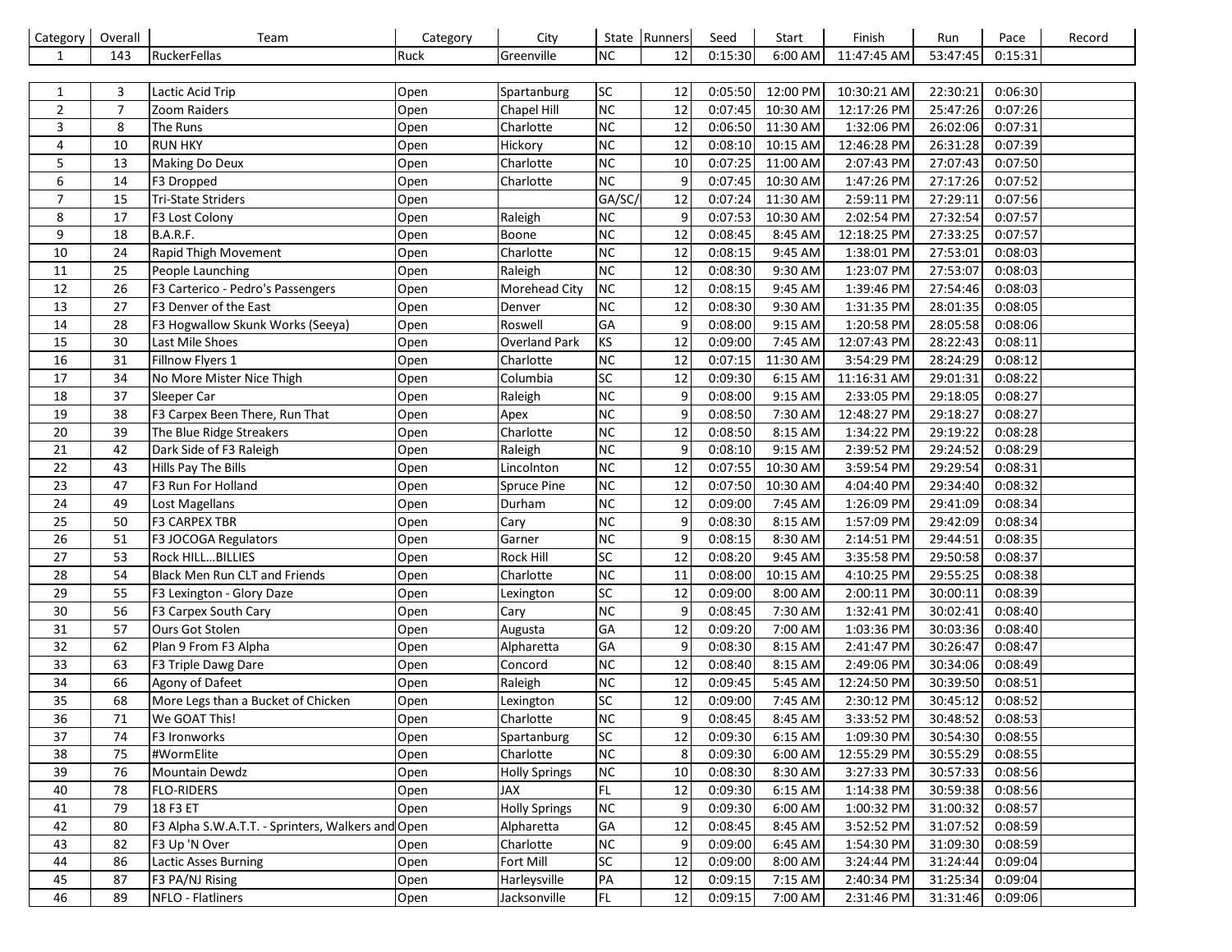| Category | Overall | Team | Category | City | State | Runners | Seed | Start | Finish | Run | Pace | Record |
|---|---|---|---|---|---|---|---|---|---|---|---|---|
| 1 | 143 | RuckerFellas | Ruck | Greenville | NC | 12 | 0:15:30 | 6:00 AM | 11:47:45 AM | 53:47:45 | 0:15:31 | |
| | | | | | | | | | | | | |
| 1 | 3 | Lactic Acid Trip | Open | Spartanburg | SC | 12 | 0:05:50 | 12:00 PM | 10:30:21 AM | 22:30:21 | 0:06:30 | |
| 2 | 7 | Zoom Raiders | Open | Chapel Hill | NC | 12 | 0:07:45 | 10:30 AM | 12:17:26 PM | 25:47:26 | 0:07:26 | |
| 3 | 8 | The Runs | Open | Charlotte | NC | 12 | 0:06:50 | 11:30 AM | 1:32:06 PM | 26:02:06 | 0:07:31 | |
| 4 | 10 | RUN HKY | Open | Hickory | NC | 12 | 0:08:10 | 10:15 AM | 12:46:28 PM | 26:31:28 | 0:07:39 | |
| 5 | 13 | Making Do Deux | Open | Charlotte | NC | 10 | 0:07:25 | 11:00 AM | 2:07:43 PM | 27:07:43 | 0:07:50 | |
| 6 | 14 | F3 Dropped | Open | Charlotte | NC | 9 | 0:07:45 | 10:30 AM | 1:47:26 PM | 27:17:26 | 0:07:52 | |
| 7 | 15 | Tri-State Striders | Open | | GA/SC/ | 12 | 0:07:24 | 11:30 AM | 2:59:11 PM | 27:29:11 | 0:07:56 | |
| 8 | 17 | F3 Lost Colony | Open | Raleigh | NC | 9 | 0:07:53 | 10:30 AM | 2:02:54 PM | 27:32:54 | 0:07:57 | |
| 9 | 18 | B.A.R.F. | Open | Boone | NC | 12 | 0:08:45 | 8:45 AM | 12:18:25 PM | 27:33:25 | 0:07:57 | |
| 10 | 24 | Rapid Thigh Movement | Open | Charlotte | NC | 12 | 0:08:15 | 9:45 AM | 1:38:01 PM | 27:53:01 | 0:08:03 | |
| 11 | 25 | People Launching | Open | Raleigh | NC | 12 | 0:08:30 | 9:30 AM | 1:23:07 PM | 27:53:07 | 0:08:03 | |
| 12 | 26 | F3 Carterico - Pedro's Passengers | Open | Morehead City | NC | 12 | 0:08:15 | 9:45 AM | 1:39:46 PM | 27:54:46 | 0:08:03 | |
| 13 | 27 | F3 Denver of the East | Open | Denver | NC | 12 | 0:08:30 | 9:30 AM | 1:31:35 PM | 28:01:35 | 0:08:05 | |
| 14 | 28 | F3 Hogwallow Skunk Works (Seeya) | Open | Roswell | GA | 9 | 0:08:00 | 9:15 AM | 1:20:58 PM | 28:05:58 | 0:08:06 | |
| 15 | 30 | Last Mile Shoes | Open | Overland Park | KS | 12 | 0:09:00 | 7:45 AM | 12:07:43 PM | 28:22:43 | 0:08:11 | |
| 16 | 31 | Fillnow Flyers 1 | Open | Charlotte | NC | 12 | 0:07:15 | 11:30 AM | 3:54:29 PM | 28:24:29 | 0:08:12 | |
| 17 | 34 | No More Mister Nice Thigh | Open | Columbia | SC | 12 | 0:09:30 | 6:15 AM | 11:16:31 AM | 29:01:31 | 0:08:22 | |
| 18 | 37 | Sleeper Car | Open | Raleigh | NC | 9 | 0:08:00 | 9:15 AM | 2:33:05 PM | 29:18:05 | 0:08:27 | |
| 19 | 38 | F3 Carpex Been There, Run That | Open | Apex | NC | 9 | 0:08:50 | 7:30 AM | 12:48:27 PM | 29:18:27 | 0:08:27 | |
| 20 | 39 | The Blue Ridge Streakers | Open | Charlotte | NC | 12 | 0:08:50 | 8:15 AM | 1:34:22 PM | 29:19:22 | 0:08:28 | |
| 21 | 42 | Dark Side of F3 Raleigh | Open | Raleigh | NC | 9 | 0:08:10 | 9:15 AM | 2:39:52 PM | 29:24:52 | 0:08:29 | |
| 22 | 43 | Hills Pay The Bills | Open | Lincolnton | NC | 12 | 0:07:55 | 10:30 AM | 3:59:54 PM | 29:29:54 | 0:08:31 | |
| 23 | 47 | F3 Run For Holland | Open | Spruce Pine | NC | 12 | 0:07:50 | 10:30 AM | 4:04:40 PM | 29:34:40 | 0:08:32 | |
| 24 | 49 | Lost Magellans | Open | Durham | NC | 12 | 0:09:00 | 7:45 AM | 1:26:09 PM | 29:41:09 | 0:08:34 | |
| 25 | 50 | F3 CARPEX TBR | Open | Cary | NC | 9 | 0:08:30 | 8:15 AM | 1:57:09 PM | 29:42:09 | 0:08:34 | |
| 26 | 51 | F3 JOCOGA Regulators | Open | Garner | NC | 9 | 0:08:15 | 8:30 AM | 2:14:51 PM | 29:44:51 | 0:08:35 | |
| 27 | 53 | Rock HILL…BILLIES | Open | Rock Hill | SC | 12 | 0:08:20 | 9:45 AM | 3:35:58 PM | 29:50:58 | 0:08:37 | |
| 28 | 54 | Black Men Run CLT and Friends | Open | Charlotte | NC | 11 | 0:08:00 | 10:15 AM | 4:10:25 PM | 29:55:25 | 0:08:38 | |
| 29 | 55 | F3 Lexington - Glory Daze | Open | Lexington | SC | 12 | 0:09:00 | 8:00 AM | 2:00:11 PM | 30:00:11 | 0:08:39 | |
| 30 | 56 | F3 Carpex South Cary | Open | Cary | NC | 9 | 0:08:45 | 7:30 AM | 1:32:41 PM | 30:02:41 | 0:08:40 | |
| 31 | 57 | Ours Got Stolen | Open | Augusta | GA | 12 | 0:09:20 | 7:00 AM | 1:03:36 PM | 30:03:36 | 0:08:40 | |
| 32 | 62 | Plan 9 From F3 Alpha | Open | Alpharetta | GA | 9 | 0:08:30 | 8:15 AM | 2:41:47 PM | 30:26:47 | 0:08:47 | |
| 33 | 63 | F3 Triple Dawg Dare | Open | Concord | NC | 12 | 0:08:40 | 8:15 AM | 2:49:06 PM | 30:34:06 | 0:08:49 | |
| 34 | 66 | Agony of Dafeet | Open | Raleigh | NC | 12 | 0:09:45 | 5:45 AM | 12:24:50 PM | 30:39:50 | 0:08:51 | |
| 35 | 68 | More Legs than a Bucket of Chicken | Open | Lexington | SC | 12 | 0:09:00 | 7:45 AM | 2:30:12 PM | 30:45:12 | 0:08:52 | |
| 36 | 71 | We GOAT This! | Open | Charlotte | NC | 9 | 0:08:45 | 8:45 AM | 3:33:52 PM | 30:48:52 | 0:08:53 | |
| 37 | 74 | F3 Ironworks | Open | Spartanburg | SC | 12 | 0:09:30 | 6:15 AM | 1:09:30 PM | 30:54:30 | 0:08:55 | |
| 38 | 75 | #WormElite | Open | Charlotte | NC | 8 | 0:09:30 | 6:00 AM | 12:55:29 PM | 30:55:29 | 0:08:55 | |
| 39 | 76 | Mountain Dewdz | Open | Holly Springs | NC | 10 | 0:08:30 | 8:30 AM | 3:27:33 PM | 30:57:33 | 0:08:56 | |
| 40 | 78 | FLO-RIDERS | Open | JAX | FL | 12 | 0:09:30 | 6:15 AM | 1:14:38 PM | 30:59:38 | 0:08:56 | |
| 41 | 79 | 18 F3 ET | Open | Holly Springs | NC | 9 | 0:09:30 | 6:00 AM | 1:00:32 PM | 31:00:32 | 0:08:57 | |
| 42 | 80 | F3 Alpha S.W.A.T.T. - Sprinters, Walkers and | Open | Alpharetta | GA | 12 | 0:08:45 | 8:45 AM | 3:52:52 PM | 31:07:52 | 0:08:59 | |
| 43 | 82 | F3 Up 'N Over | Open | Charlotte | NC | 9 | 0:09:00 | 6:45 AM | 1:54:30 PM | 31:09:30 | 0:08:59 | |
| 44 | 86 | Lactic Asses Burning | Open | Fort Mill | SC | 12 | 0:09:00 | 8:00 AM | 3:24:44 PM | 31:24:44 | 0:09:04 | |
| 45 | 87 | F3 PA/NJ Rising | Open | Harleysville | PA | 12 | 0:09:15 | 7:15 AM | 2:40:34 PM | 31:25:34 | 0:09:04 | |
| 46 | 89 | NFLO - Flatliners | Open | Jacksonville | FL | 12 | 0:09:15 | 7:00 AM | 2:31:46 PM | 31:31:46 | 0:09:06 | |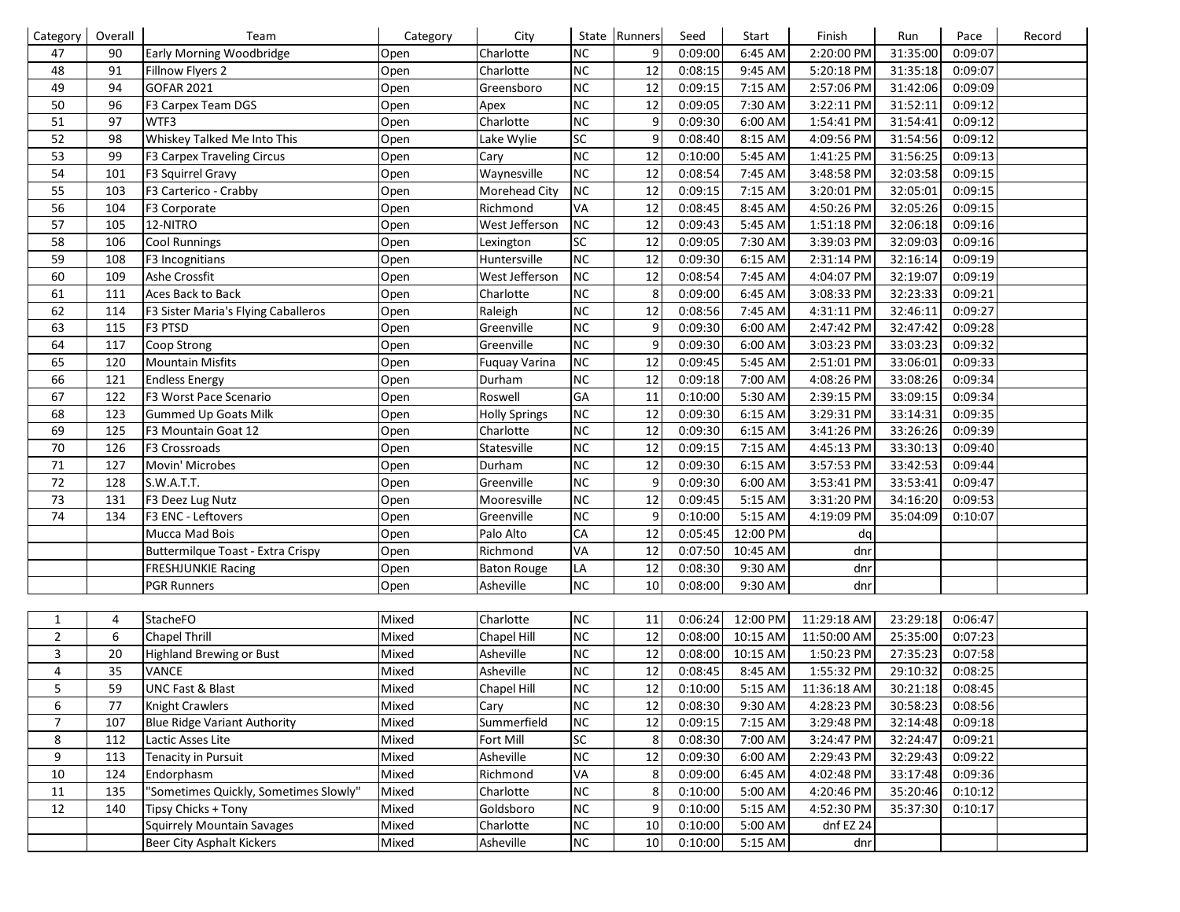| Category | Overall | Team | Category | City | State | Runners | Seed | Start | Finish | Run | Pace | Record |
|---|---|---|---|---|---|---|---|---|---|---|---|---|
| 47 | 90 | Early Morning Woodbridge | Open | Charlotte | NC | 9 | 0:09:00 | 6:45 AM | 2:20:00 PM | 31:35:00 | 0:09:07 | |
| 48 | 91 | Fillnow Flyers 2 | Open | Charlotte | NC | 12 | 0:08:15 | 9:45 AM | 5:20:18 PM | 31:35:18 | 0:09:07 | |
| 49 | 94 | GOFAR 2021 | Open | Greensboro | NC | 12 | 0:09:15 | 7:15 AM | 2:57:06 PM | 31:42:06 | 0:09:09 | |
| 50 | 96 | F3 Carpex Team DGS | Open | Apex | NC | 12 | 0:09:05 | 7:30 AM | 3:22:11 PM | 31:52:11 | 0:09:12 | |
| 51 | 97 | WTF3 | Open | Charlotte | NC | 9 | 0:09:30 | 6:00 AM | 1:54:41 PM | 31:54:41 | 0:09:12 | |
| 52 | 98 | Whiskey Talked Me Into This | Open | Lake Wylie | SC | 9 | 0:08:40 | 8:15 AM | 4:09:56 PM | 31:54:56 | 0:09:12 | |
| 53 | 99 | F3 Carpex Traveling Circus | Open | Cary | NC | 12 | 0:10:00 | 5:45 AM | 1:41:25 PM | 31:56:25 | 0:09:13 | |
| 54 | 101 | F3 Squirrel Gravy | Open | Waynesville | NC | 12 | 0:08:54 | 7:45 AM | 3:48:58 PM | 32:03:58 | 0:09:15 | |
| 55 | 103 | F3 Carterico - Crabby | Open | Morehead City | NC | 12 | 0:09:15 | 7:15 AM | 3:20:01 PM | 32:05:01 | 0:09:15 | |
| 56 | 104 | F3 Corporate | Open | Richmond | VA | 12 | 0:08:45 | 8:45 AM | 4:50:26 PM | 32:05:26 | 0:09:15 | |
| 57 | 105 | 12-NITRO | Open | West Jefferson | NC | 12 | 0:09:43 | 5:45 AM | 1:51:18 PM | 32:06:18 | 0:09:16 | |
| 58 | 106 | Cool Runnings | Open | Lexington | SC | 12 | 0:09:05 | 7:30 AM | 3:39:03 PM | 32:09:03 | 0:09:16 | |
| 59 | 108 | F3 Incognitians | Open | Huntersville | NC | 12 | 0:09:30 | 6:15 AM | 2:31:14 PM | 32:16:14 | 0:09:19 | |
| 60 | 109 | Ashe Crossfit | Open | West Jefferson | NC | 12 | 0:08:54 | 7:45 AM | 4:04:07 PM | 32:19:07 | 0:09:19 | |
| 61 | 111 | Aces Back to Back | Open | Charlotte | NC | 8 | 0:09:00 | 6:45 AM | 3:08:33 PM | 32:23:33 | 0:09:21 | |
| 62 | 114 | F3 Sister Maria's Flying Caballeros | Open | Raleigh | NC | 12 | 0:08:56 | 7:45 AM | 4:31:11 PM | 32:46:11 | 0:09:27 | |
| 63 | 115 | F3 PTSD | Open | Greenville | NC | 9 | 0:09:30 | 6:00 AM | 2:47:42 PM | 32:47:42 | 0:09:28 | |
| 64 | 117 | Coop Strong | Open | Greenville | NC | 9 | 0:09:30 | 6:00 AM | 3:03:23 PM | 33:03:23 | 0:09:32 | |
| 65 | 120 | Mountain Misfits | Open | Fuquay Varina | NC | 12 | 0:09:45 | 5:45 AM | 2:51:01 PM | 33:06:01 | 0:09:33 | |
| 66 | 121 | Endless Energy | Open | Durham | NC | 12 | 0:09:18 | 7:00 AM | 4:08:26 PM | 33:08:26 | 0:09:34 | |
| 67 | 122 | F3 Worst Pace Scenario | Open | Roswell | GA | 11 | 0:10:00 | 5:30 AM | 2:39:15 PM | 33:09:15 | 0:09:34 | |
| 68 | 123 | Gummed Up Goats Milk | Open | Holly Springs | NC | 12 | 0:09:30 | 6:15 AM | 3:29:31 PM | 33:14:31 | 0:09:35 | |
| 69 | 125 | F3 Mountain Goat 12 | Open | Charlotte | NC | 12 | 0:09:30 | 6:15 AM | 3:41:26 PM | 33:26:26 | 0:09:39 | |
| 70 | 126 | F3 Crossroads | Open | Statesville | NC | 12 | 0:09:15 | 7:15 AM | 4:45:13 PM | 33:30:13 | 0:09:40 | |
| 71 | 127 | Movin' Microbes | Open | Durham | NC | 12 | 0:09:30 | 6:15 AM | 3:57:53 PM | 33:42:53 | 0:09:44 | |
| 72 | 128 | S.W.A.T.T. | Open | Greenville | NC | 9 | 0:09:30 | 6:00 AM | 3:53:41 PM | 33:53:41 | 0:09:47 | |
| 73 | 131 | F3 Deez Lug Nutz | Open | Mooresville | NC | 12 | 0:09:45 | 5:15 AM | 3:31:20 PM | 34:16:20 | 0:09:53 | |
| 74 | 134 | F3 ENC - Leftovers | Open | Greenville | NC | 9 | 0:10:00 | 5:15 AM | 4:19:09 PM | 35:04:09 | 0:10:07 | |
| | | Mucca Mad Bois | Open | Palo Alto | CA | 12 | 0:05:45 | 12:00 PM | dq | | | |
| | | Buttermilque Toast - Extra Crispy | Open | Richmond | VA | 12 | 0:07:50 | 10:45 AM | dnr | | | |
| | | FRESHJUNKIE Racing | Open | Baton Rouge | LA | 12 | 0:08:30 | 9:30 AM | dnr | | | |
| | | PGR Runners | Open | Asheville | NC | 10 | 0:08:00 | 9:30 AM | dnr | | | |

| Category | Overall | Team | Category | City | State | Runners | Seed | Start | Finish | Run | Pace | Record |
|---|---|---|---|---|---|---|---|---|---|---|---|---|
| 1 | 4 | StacheFO | Mixed | Charlotte | NC | 11 | 0:06:24 | 12:00 PM | 11:29:18 AM | 23:29:18 | 0:06:47 | |
| 2 | 6 | Chapel Thrill | Mixed | Chapel Hill | NC | 12 | 0:08:00 | 10:15 AM | 11:50:00 AM | 25:35:00 | 0:07:23 | |
| 3 | 20 | Highland Brewing or Bust | Mixed | Asheville | NC | 12 | 0:08:00 | 10:15 AM | 1:50:23 PM | 27:35:23 | 0:07:58 | |
| 4 | 35 | VANCE | Mixed | Asheville | NC | 12 | 0:08:45 | 8:45 AM | 1:55:32 PM | 29:10:32 | 0:08:25 | |
| 5 | 59 | UNC Fast & Blast | Mixed | Chapel Hill | NC | 12 | 0:10:00 | 5:15 AM | 11:36:18 AM | 30:21:18 | 0:08:45 | |
| 6 | 77 | Knight Crawlers | Mixed | Cary | NC | 12 | 0:08:30 | 9:30 AM | 4:28:23 PM | 30:58:23 | 0:08:56 | |
| 7 | 107 | Blue Ridge Variant Authority | Mixed | Summerfield | NC | 12 | 0:09:15 | 7:15 AM | 3:29:48 PM | 32:14:48 | 0:09:18 | |
| 8 | 112 | Lactic Asses Lite | Mixed | Fort Mill | SC | 8 | 0:08:30 | 7:00 AM | 3:24:47 PM | 32:24:47 | 0:09:21 | |
| 9 | 113 | Tenacity in Pursuit | Mixed | Asheville | NC | 12 | 0:09:30 | 6:00 AM | 2:29:43 PM | 32:29:43 | 0:09:22 | |
| 10 | 124 | Endorphasm | Mixed | Richmond | VA | 8 | 0:09:00 | 6:45 AM | 4:02:48 PM | 33:17:48 | 0:09:36 | |
| 11 | 135 | "Sometimes Quickly, Sometimes Slowly" | Mixed | Charlotte | NC | 8 | 0:10:00 | 5:00 AM | 4:20:46 PM | 35:20:46 | 0:10:12 | |
| 12 | 140 | Tipsy Chicks + Tony | Mixed | Goldsboro | NC | 9 | 0:10:00 | 5:15 AM | 4:52:30 PM | 35:37:30 | 0:10:17 | |
| | | Squirrely Mountain Savages | Mixed | Charlotte | NC | 10 | 0:10:00 | 5:00 AM | dnf EZ 24 | | | |
| | | Beer City Asphalt Kickers | Mixed | Asheville | NC | 10 | 0:10:00 | 5:15 AM | dnr | | | |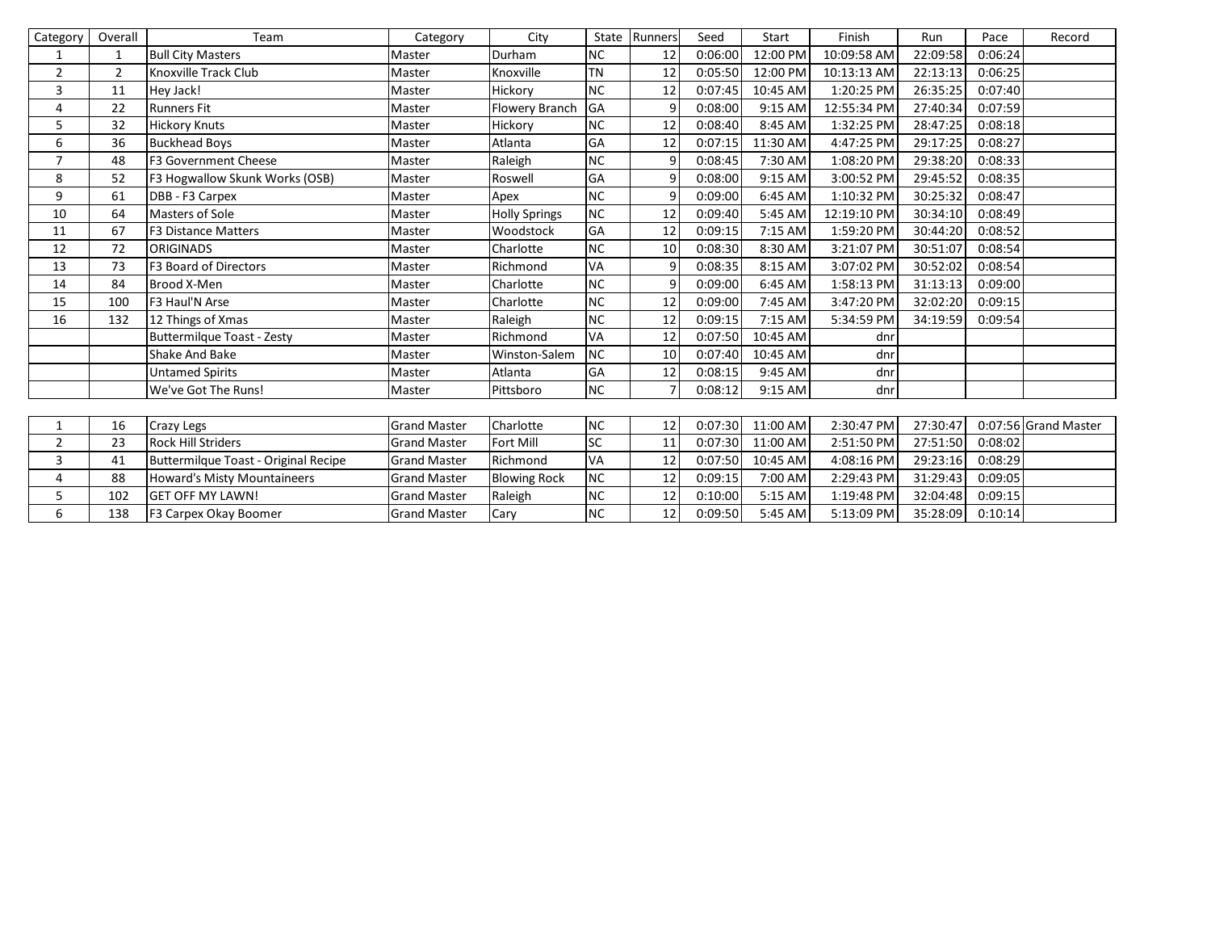| Category | Overall | Team | Category | City | State | Runners | Seed | Start | Finish | Run | Pace | Record |
|---|---|---|---|---|---|---|---|---|---|---|---|---|
| 1 | 1 | Bull City Masters | Master | Durham | NC | 12 | 0:06:00 | 12:00 PM | 10:09:58 AM | 22:09:58 | 0:06:24 | |
| 2 | 2 | Knoxville Track Club | Master | Knoxville | TN | 12 | 0:05:50 | 12:00 PM | 10:13:13 AM | 22:13:13 | 0:06:25 | |
| 3 | 11 | Hey Jack! | Master | Hickory | NC | 12 | 0:07:45 | 10:45 AM | 1:20:25 PM | 26:35:25 | 0:07:40 | |
| 4 | 22 | Runners Fit | Master | Flowery Branch | GA | 9 | 0:08:00 | 9:15 AM | 12:55:34 PM | 27:40:34 | 0:07:59 | |
| 5 | 32 | Hickory Knuts | Master | Hickory | NC | 12 | 0:08:40 | 8:45 AM | 1:32:25 PM | 28:47:25 | 0:08:18 | |
| 6 | 36 | Buckhead Boys | Master | Atlanta | GA | 12 | 0:07:15 | 11:30 AM | 4:47:25 PM | 29:17:25 | 0:08:27 | |
| 7 | 48 | F3 Government Cheese | Master | Raleigh | NC | 9 | 0:08:45 | 7:30 AM | 1:08:20 PM | 29:38:20 | 0:08:33 | |
| 8 | 52 | F3 Hogwallow Skunk Works (OSB) | Master | Roswell | GA | 9 | 0:08:00 | 9:15 AM | 3:00:52 PM | 29:45:52 | 0:08:35 | |
| 9 | 61 | DBB - F3 Carpex | Master | Apex | NC | 9 | 0:09:00 | 6:45 AM | 1:10:32 PM | 30:25:32 | 0:08:47 | |
| 10 | 64 | Masters of Sole | Master | Holly Springs | NC | 12 | 0:09:40 | 5:45 AM | 12:19:10 PM | 30:34:10 | 0:08:49 | |
| 11 | 67 | F3 Distance Matters | Master | Woodstock | GA | 12 | 0:09:15 | 7:15 AM | 1:59:20 PM | 30:44:20 | 0:08:52 | |
| 12 | 72 | ORIGINADS | Master | Charlotte | NC | 10 | 0:08:30 | 8:30 AM | 3:21:07 PM | 30:51:07 | 0:08:54 | |
| 13 | 73 | F3 Board of Directors | Master | Richmond | VA | 9 | 0:08:35 | 8:15 AM | 3:07:02 PM | 30:52:02 | 0:08:54 | |
| 14 | 84 | Brood X-Men | Master | Charlotte | NC | 9 | 0:09:00 | 6:45 AM | 1:58:13 PM | 31:13:13 | 0:09:00 | |
| 15 | 100 | F3 Haul'N Arse | Master | Charlotte | NC | 12 | 0:09:00 | 7:45 AM | 3:47:20 PM | 32:02:20 | 0:09:15 | |
| 16 | 132 | 12 Things of Xmas | Master | Raleigh | NC | 12 | 0:09:15 | 7:15 AM | 5:34:59 PM | 34:19:59 | 0:09:54 | |
| | | Buttermilque Toast - Zesty | Master | Richmond | VA | 12 | 0:07:50 | 10:45 AM | dnr | | | |
| | | Shake And Bake | Master | Winston-Salem | NC | 10 | 0:07:40 | 10:45 AM | dnr | | | |
| | | Untamed Spirits | Master | Atlanta | GA | 12 | 0:08:15 | 9:45 AM | dnr | | | |
| | | We've Got The Runs! | Master | Pittsboro | NC | 7 | 0:08:12 | 9:15 AM | dnr | | | |

| | | | | | | | | | | | | |
|---|---|---|---|---|---|---|---|---|---|---|---|---|
| 1 | 16 | Crazy Legs | Grand Master | Charlotte | NC | 12 | 0:07:30 | 11:00 AM | 2:30:47 PM | 27:30:47 | 0:07:56 | Grand Master |
| 2 | 23 | Rock Hill Striders | Grand Master | Fort Mill | SC | 11 | 0:07:30 | 11:00 AM | 2:51:50 PM | 27:51:50 | 0:08:02 | |
| 3 | 41 | Buttermilque Toast - Original Recipe | Grand Master | Richmond | VA | 12 | 0:07:50 | 10:45 AM | 4:08:16 PM | 29:23:16 | 0:08:29 | |
| 4 | 88 | Howard's Misty Mountaineers | Grand Master | Blowing Rock | NC | 12 | 0:09:15 | 7:00 AM | 2:29:43 PM | 31:29:43 | 0:09:05 | |
| 5 | 102 | GET OFF MY LAWN! | Grand Master | Raleigh | NC | 12 | 0:10:00 | 5:15 AM | 1:19:48 PM | 32:04:48 | 0:09:15 | |
| 6 | 138 | F3 Carpex Okay Boomer | Grand Master | Cary | NC | 12 | 0:09:50 | 5:45 AM | 5:13:09 PM | 35:28:09 | 0:10:14 | |